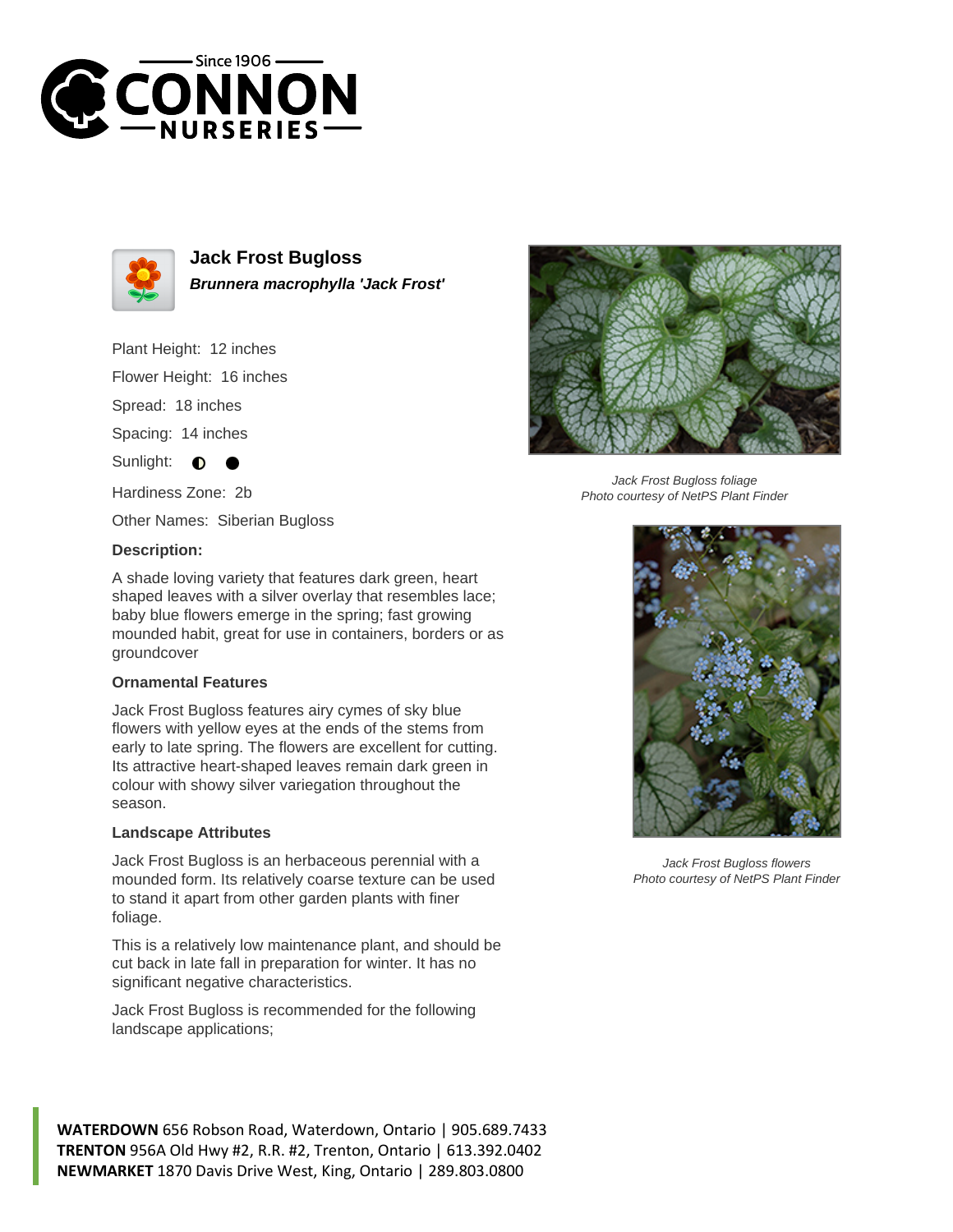# Jack Frost Bugloss

***Brunnera macrophylla 'Jack Frost'***

Plant Height: 12 inches

Flower Height: 16 inches

Spread: 18 inches

Spacing: 14 inches

Sunlight: ◐ ●

Hardiness Zone: 2b

Other Names: Siberian Bugloss

### Description:

A shade loving variety that features dark green, heart shaped leaves with a silver overlay that resembles lace; baby blue flowers emerge in the spring; fast growing mounded habit, great for use in containers, borders or as groundcover

### Ornamental Features

Jack Frost Bugloss features airy cymes of sky blue flowers with yellow eyes at the ends of the stems from early to late spring. The flowers are excellent for cutting. Its attractive heart-shaped leaves remain dark green in colour with showy silver variegation throughout the season.

### Landscape Attributes

Jack Frost Bugloss is an herbaceous perennial with a mounded form. Its relatively coarse texture can be used to stand it apart from other garden plants with finer foliage.

This is a relatively low maintenance plant, and should be cut back in late fall in preparation for winter. It has no significant negative characteristics.

Jack Frost Bugloss is recommended for the following landscape applications;

*Jack Frost Bugloss foliage*
*Photo courtesy of NetPS Plant Finder*

*Jack Frost Bugloss flowers*
*Photo courtesy of NetPS Plant Finder*

**WATERDOWN** 656 Robson Road, Waterdown, Ontario | 905.689.7433
**TRENTON** 956A Old Hwy #2, R.R. #2, Trenton, Ontario | 613.392.0402
**NEWMARKET** 1870 Davis Drive West, King, Ontario | 289.803.0800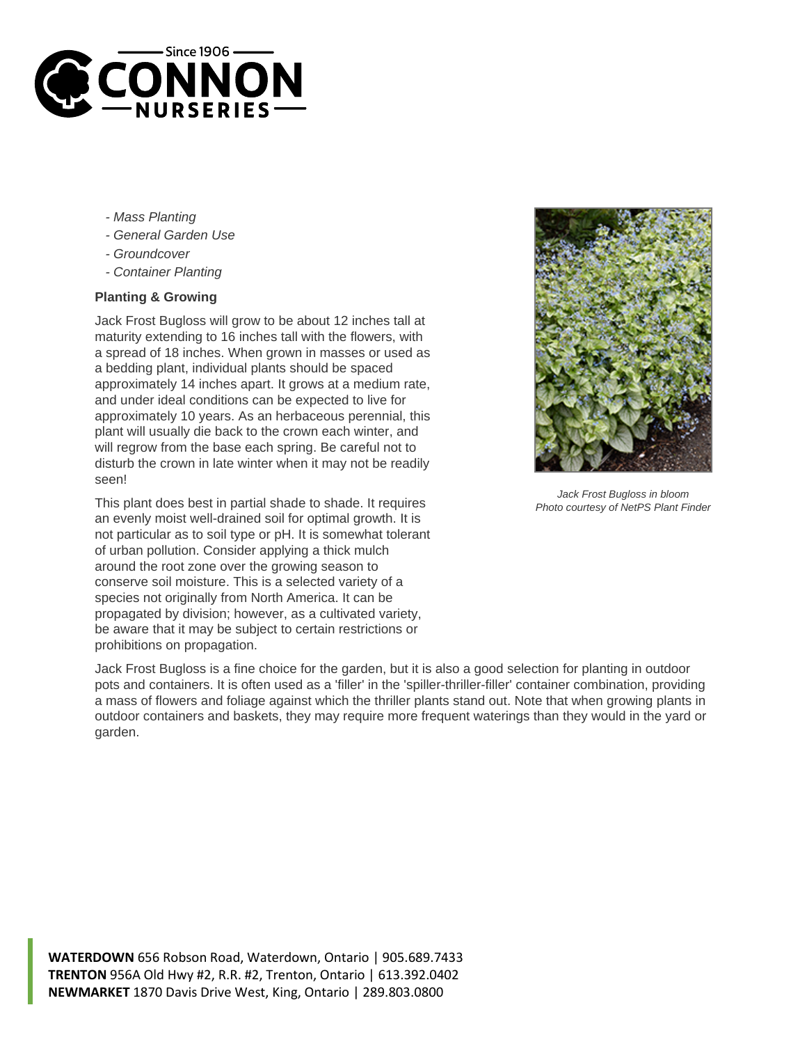- *Mass Planting*
- *General Garden Use*
- *Groundcover*
- *Container Planting*

**Planting & Growing**

Jack Frost Bugloss will grow to be about 12 inches tall at maturity extending to 16 inches tall with the flowers, with a spread of 18 inches. When grown in masses or used as a bedding plant, individual plants should be spaced approximately 14 inches apart. It grows at a medium rate, and under ideal conditions can be expected to live for approximately 10 years. As an herbaceous perennial, this plant will usually die back to the crown each winter, and will regrow from the base each spring. Be careful not to disturb the crown in late winter when it may not be readily seen!

This plant does best in partial shade to shade. It requires an evenly moist well-drained soil for optimal growth. It is not particular as to soil type or pH. It is somewhat tolerant of urban pollution. Consider applying a thick mulch around the root zone over the growing season to conserve soil moisture. This is a selected variety of a species not originally from North America. It can be propagated by division; however, as a cultivated variety, be aware that it may be subject to certain restrictions or prohibitions on propagation.

*Jack Frost Bugloss in bloom*
*Photo courtesy of NetPS Plant Finder*

Jack Frost Bugloss is a fine choice for the garden, but it is also a good selection for planting in outdoor pots and containers. It is often used as a 'filler' in the 'spiller-thriller-filler' container combination, providing a mass of flowers and foliage against which the thriller plants stand out. Note that when growing plants in outdoor containers and baskets, they may require more frequent waterings than they would in the yard or garden.